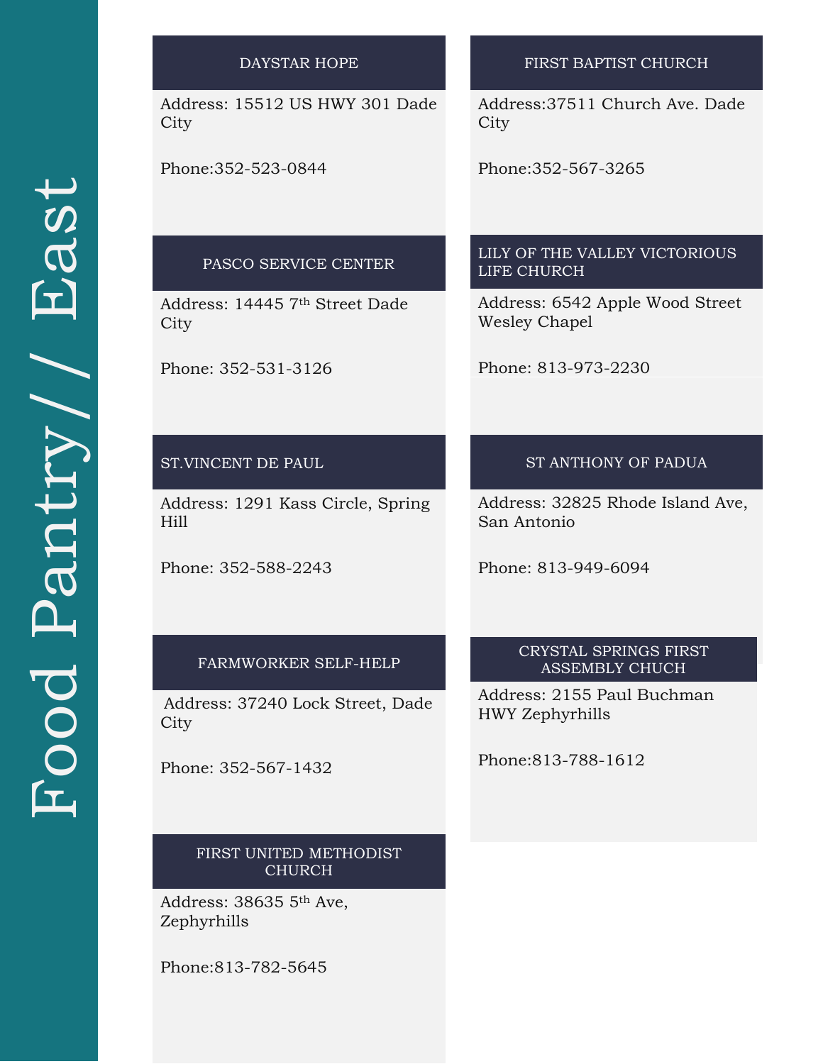# Food Pantry// East

## DAYSTAR HOPE

Address: 15512 US HWY 301 Dade City

Phone:352-523-0844

## PASCO SERVICE CENTER

Address: 14445 7th Street Dade City

Phone: 352-531-3126

## ST.VINCENT DE PAUL

Address: 1291 Kass Circle, Spring Hill

Phone: 352-588-2243

## FARMWORKER SELF-HELP

Address: 37240 Lock Street, Dade City

Phone: 352-567-1432

## FIRST UNITED METHODIST CHURCH

Address: 38635 5th Ave, Zephyrhills

Phone:813-782-5645

## FIRST BAPTIST CHURCH

Address:37511 Church Ave. Dade City

Phone:352-567-3265

## LILY OF THE VALLEY VICTORIOUS LIFE CHURCH

Address: 6542 Apple Wood Street Wesley Chapel

Phone: 813-973-2230

## ST ANTHONY OF PADUA

Address: 32825 Rhode Island Ave, San Antonio

Phone: 813-949-6094

## CRYSTAL SPRINGS FIRST ASSEMBLY CHUCH

Address: 2155 Paul Buchman HWY Zephyrhills

Phone:813-788-1612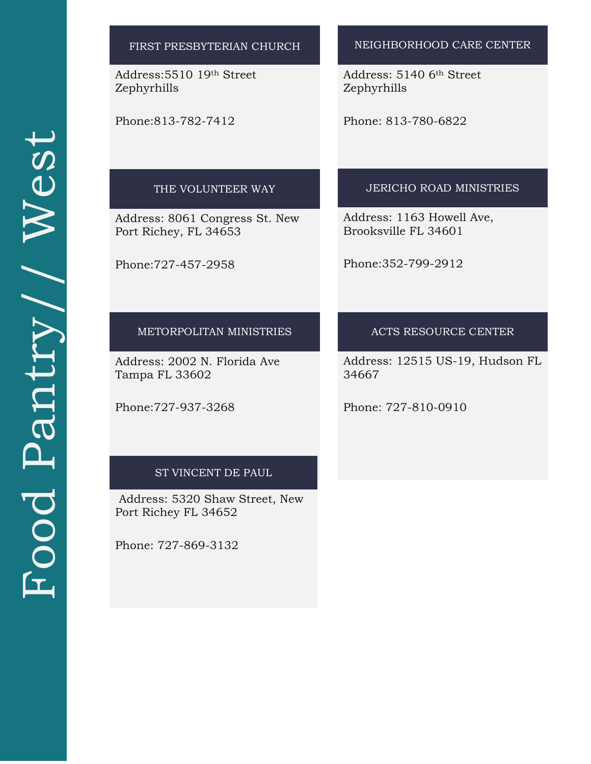# Food Pantry// West

### FIRST PRESBYTERIAN CHURCH

Address:5510 19th Street Zephyrhills

Phone:813-782-7412

### NEIGHBORHOOD CARE CENTER

Address: 5140 6th Street Zephyrhills

Phone: 813-780-6822

### THE VOLUNTEER WAY

Address: 8061 Congress St. New Port Richey, FL 34653

Phone:727-457-2958

### JERICHO ROAD MINISTRIES

Address: 1163 Howell Ave, Brooksville FL 34601

Phone:352-799-2912

### METORPOLITAN MINISTRIES

Address: 2002 N. Florida Ave Tampa FL 33602

Phone:727-937-3268

### ACTS RESOURCE CENTER

Address: 12515 US-19, Hudson FL 34667

Phone: 727-810-0910

### ST VINCENT DE PAUL

Address: 5320 Shaw Street, New Port Richey FL 34652

Phone: 727-869-3132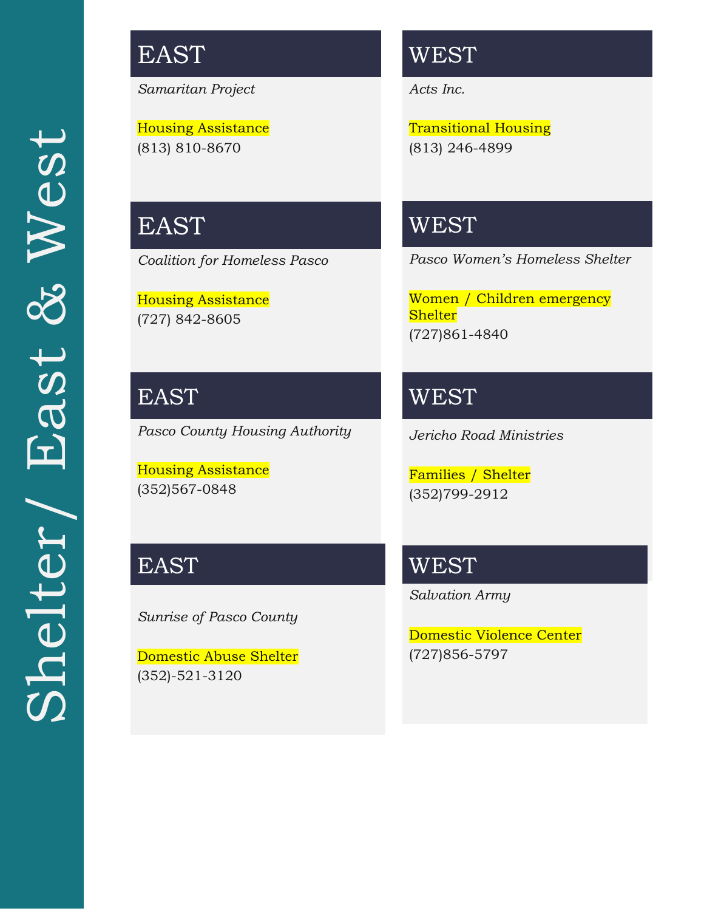# Shelter / East & West

## EAST

*Samaritan Project*

Housing Assistance
(813) 810-8670

## EAST

*Coalition for Homeless Pasco*

Housing Assistance
(727) 842-8605

## EAST

*Pasco County Housing Authority*

Housing Assistance
(352)567-0848

## EAST

*Sunrise of Pasco County*

Domestic Abuse Shelter
(352)-521-3120

## WEST

*Acts Inc.*

Transitional Housing
(813) 246-4899

## WEST

*Pasco Women's Homeless Shelter*

Women / Children emergency Shelter
(727)861-4840

## WEST

*Jericho Road Ministries*

Families / Shelter
(352)799-2912

## WEST

*Salvation Army*

Domestic Violence Center
(727)856-5797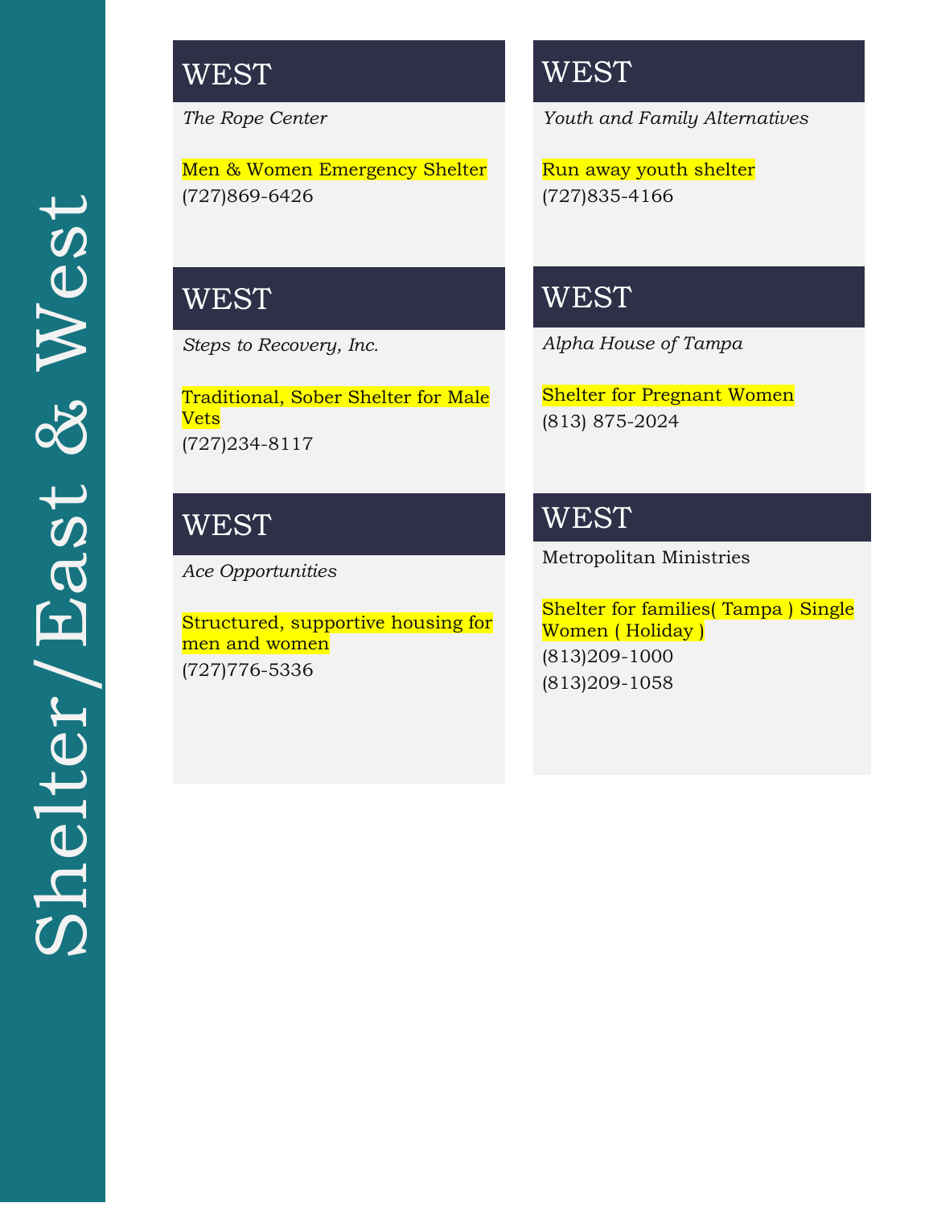# Shelter/East & West

## WEST

*The Rope Center*

Men & Women Emergency Shelter
(727)869-6426

## WEST

*Steps to Recovery, Inc.*

Traditional, Sober Shelter for Male Vets
(727)234-8117

## WEST

*Ace Opportunities*

Structured, supportive housing for men and women
(727)776-5336

## WEST

*Youth and Family Alternatives*

Run away youth shelter
(727)835-4166

## WEST

*Alpha House of Tampa*

Shelter for Pregnant Women
(813) 875-2024

## WEST

Metropolitan Ministries

Shelter for families( Tampa ) Single Women ( Holiday )
(813)209-1000
(813)209-1058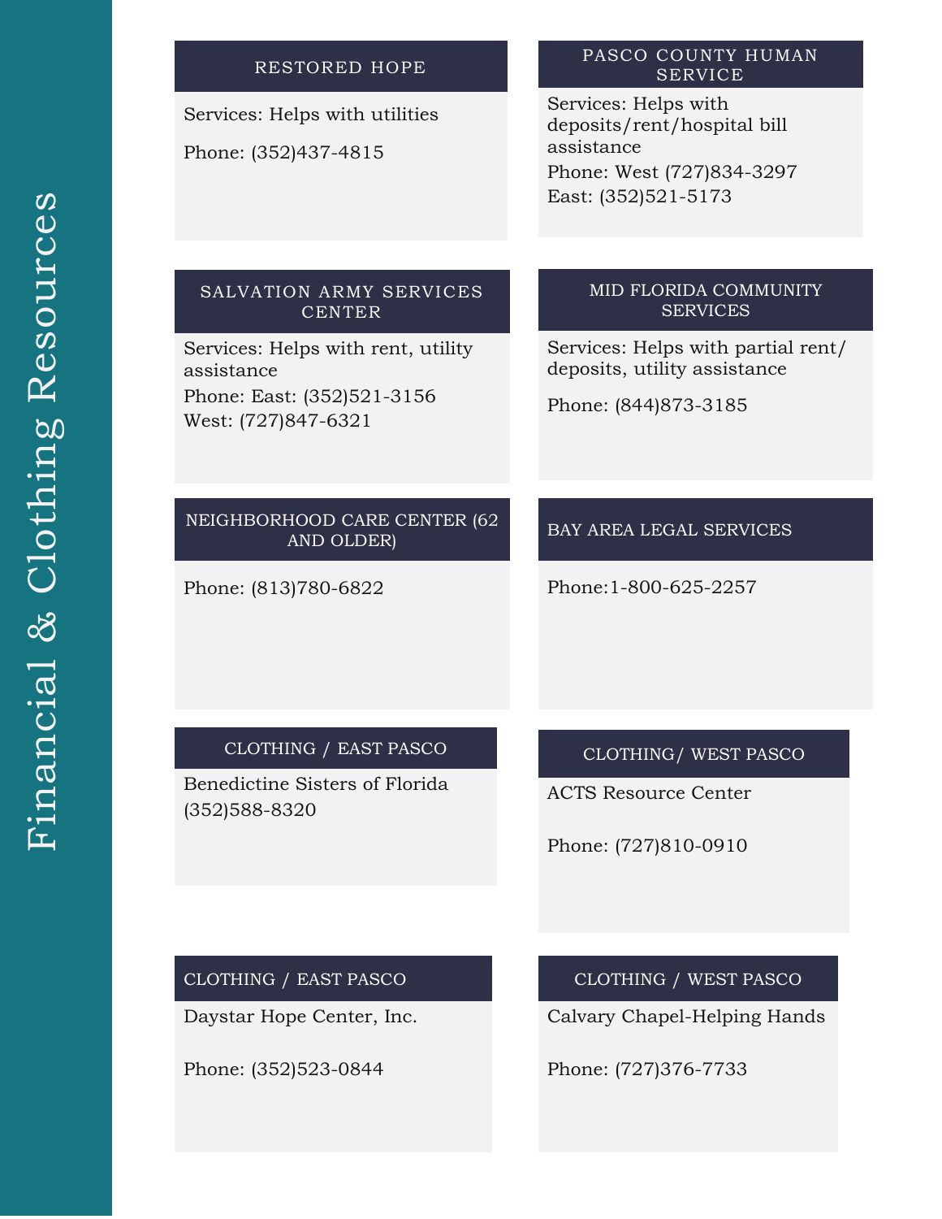# Financial & Clothing Resources

## RESTORED HOPE

Services: Helps with utilities

Phone: (352)437-4815

## PASCO COUNTY HUMAN SERVICE

Services: Helps with deposits/rent/hospital bill assistance

Phone: West (727)834-3297

East: (352)521-5173

## SALVATION ARMY SERVICES CENTER

Services: Helps with rent, utility assistance

Phone: East: (352)521-3156

West: (727)847-6321

## MID FLORIDA COMMUNITY SERVICES

Services: Helps with partial rent/ deposits, utility assistance

Phone: (844)873-3185

## NEIGHBORHOOD CARE CENTER (62 AND OLDER)

Phone: (813)780-6822

## BAY AREA LEGAL SERVICES

Phone:1-800-625-2257

## CLOTHING / EAST PASCO

Benedictine Sisters of Florida

(352)588-8320

## CLOTHING/ WEST PASCO

ACTS Resource Center

Phone: (727)810-0910

## CLOTHING / EAST PASCO

Daystar Hope Center, Inc.

Phone: (352)523-0844

## CLOTHING / WEST PASCO

Calvary Chapel-Helping Hands

Phone: (727)376-7733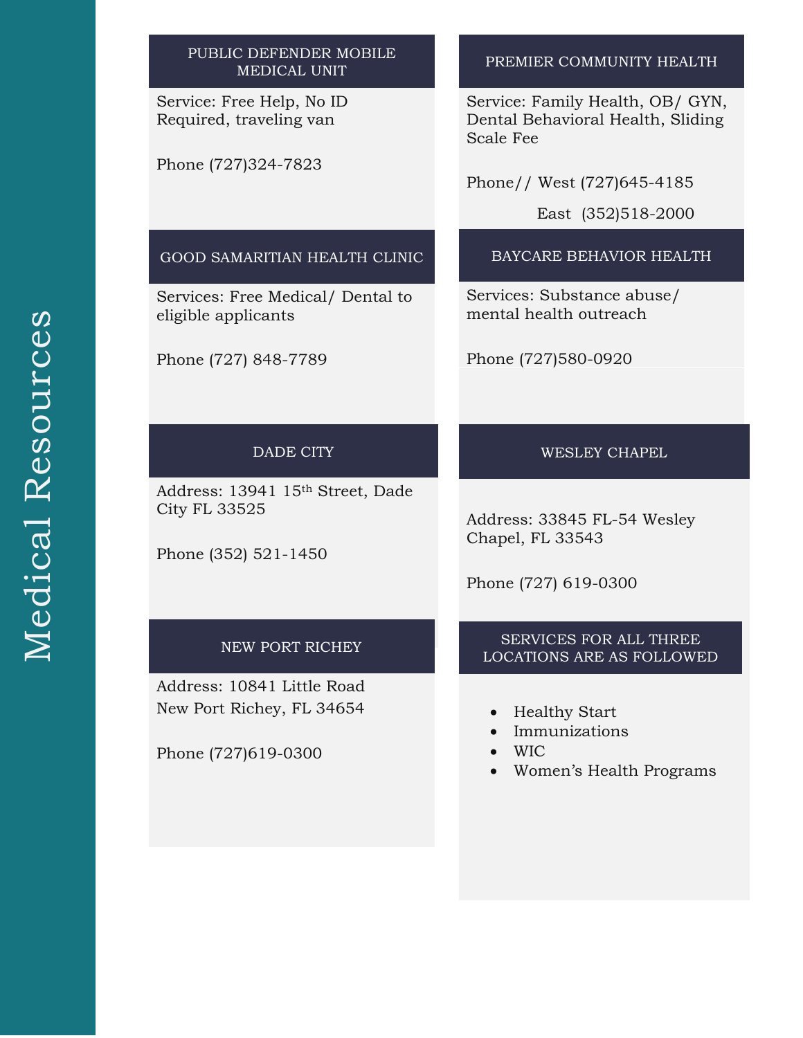# Medical Resources

## PUBLIC DEFENDER MOBILE MEDICAL UNIT

Service: Free Help, No ID Required, traveling van

Phone (727)324-7823

## PREMIER COMMUNITY HEALTH

Service: Family Health, OB/ GYN, Dental Behavioral Health, Sliding Scale Fee

Phone// West (727)645-4185

East (352)518-2000

## GOOD SAMARITIAN HEALTH CLINIC

Services: Free Medical/ Dental to eligible applicants

Phone (727) 848-7789

## BAYCARE BEHAVIOR HEALTH

Services: Substance abuse/ mental health outreach

Phone (727)580-0920

## DADE CITY

Address: 13941 15th Street, Dade City FL 33525

Phone (352) 521-1450

## WESLEY CHAPEL

Address: 33845 FL-54 Wesley Chapel, FL 33543

Phone (727) 619-0300

## NEW PORT RICHEY

Address: 10841 Little Road
New Port Richey, FL 34654

Phone (727)619-0300

## SERVICES FOR ALL THREE LOCATIONS ARE AS FOLLOWED

- Healthy Start
- Immunizations
- WIC
- Women's Health Programs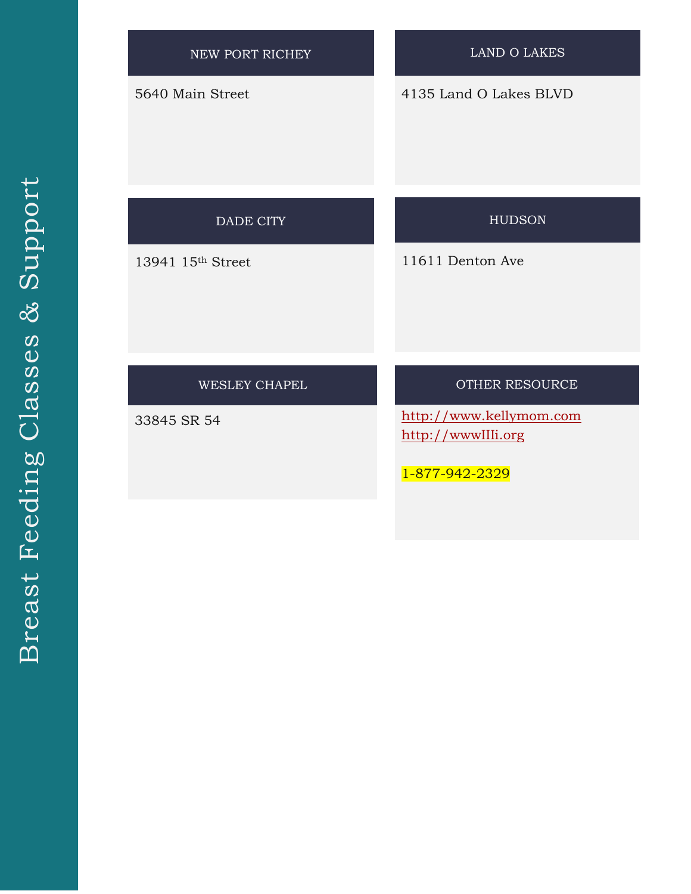# Breast Feeding Classes & Support

## NEW PORT RICHEY

5640 Main Street

## LAND O LAKES

4135 Land O Lakes BLVD

## DADE CITY

13941 15th Street

## HUDSON

11611 Denton Ave

## WESLEY CHAPEL

33845 SR 54

## OTHER RESOURCE

http://www.kellymom.com
http://wwwIIIi.org

1-877-942-2329